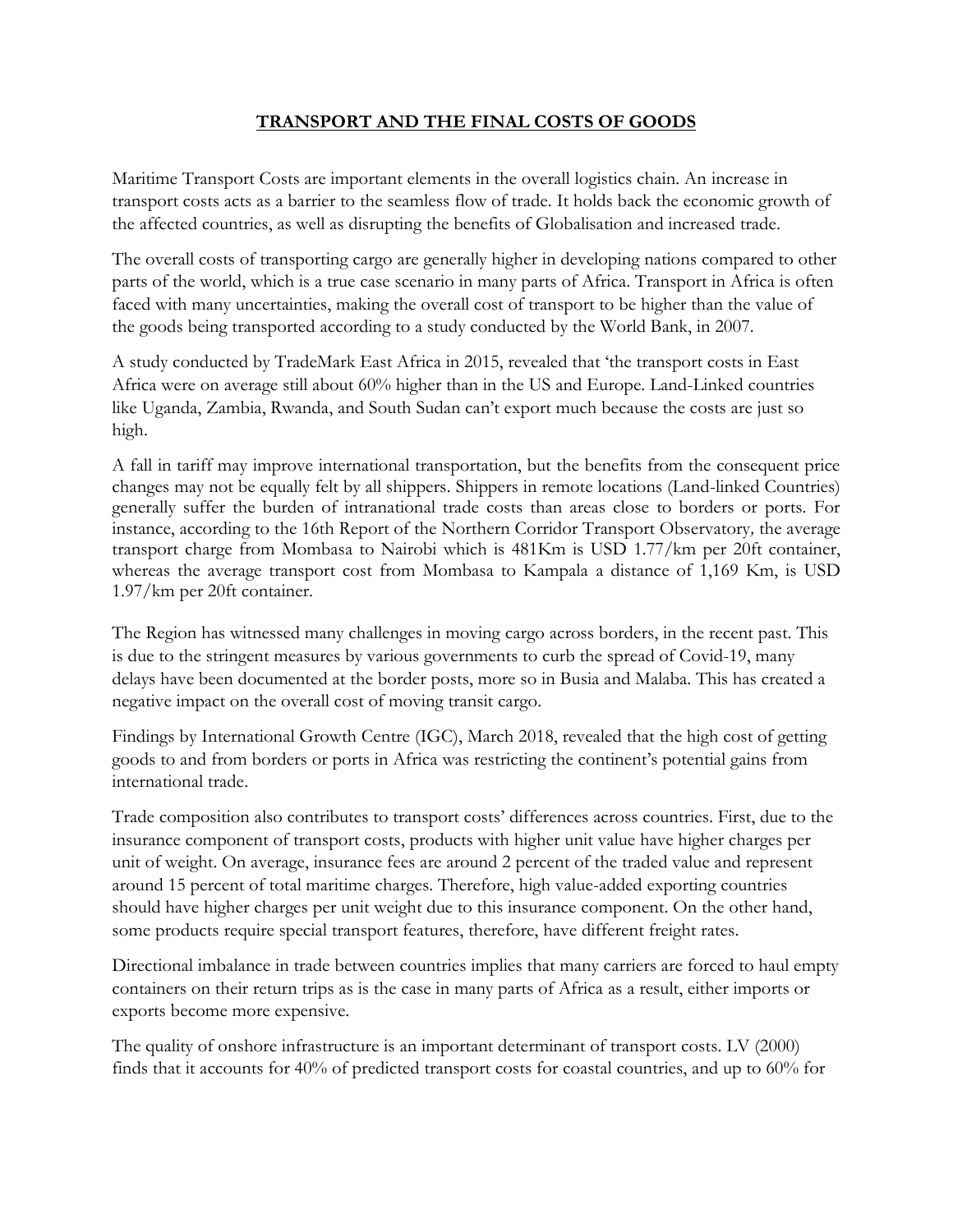# **TRANSPORT AND THE FINAL COSTS OF GOODS**

Maritime Transport Costs are important elements in the overall logistics chain. An increase in transport costs acts as a barrier to the seamless flow of trade. It holds back the economic growth of the affected countries, as well as disrupting the benefits of Globalisation and increased trade.

The overall costs of transporting cargo are generally higher in developing nations compared to other parts of the world, which is a true case scenario in many parts of Africa. Transport in Africa is often faced with many uncertainties, making the overall cost of transport to be higher than the value of the goods being transported according to a study conducted by the World Bank, in 2007.

A study conducted by TradeMark East Africa in 2015, revealed that 'the transport costs in East Africa were on average still about 60% higher than in the US and Europe. Land-Linked countries like Uganda, Zambia, Rwanda, and South Sudan can't export much because the costs are just so high.

A fall in tariff may improve international transportation, but the benefits from the consequent price changes may not be equally felt by all shippers. Shippers in remote locations (Land-linked Countries) generally suffer the burden of intranational trade costs than areas close to borders or ports. For instance, according to the 16th Report of the Northern Corridor Transport Observatory*,* the average transport charge from Mombasa to Nairobi which is 481Km is USD 1.77/km per 20ft container, whereas the average transport cost from Mombasa to Kampala a distance of 1,169 Km, is USD 1.97/km per 20ft container.

The Region has witnessed many challenges in moving cargo across borders, in the recent past. This is due to the stringent measures by various governments to curb the spread of Covid-19, many delays have been documented at the border posts, more so in Busia and Malaba. This has created a negative impact on the overall cost of moving transit cargo.

Findings by International Growth Centre (IGC), March 2018, revealed that the high cost of getting goods to and from borders or ports in Africa was restricting the continent's potential gains from international trade.

Trade composition also contributes to transport costs' differences across countries. First, due to the insurance component of transport costs, products with higher unit value have higher charges per unit of weight. On average, insurance fees are around 2 percent of the traded value and represent around 15 percent of total maritime charges. Therefore, high value-added exporting countries should have higher charges per unit weight due to this insurance component. On the other hand, some products require special transport features, therefore, have different freight rates.

Directional imbalance in trade between countries implies that many carriers are forced to haul empty containers on their return trips as is the case in many parts of Africa as a result, either imports or exports become more expensive.

The quality of onshore infrastructure is an important determinant of transport costs. LV (2000) finds that it accounts for 40% of predicted transport costs for coastal countries, and up to 60% for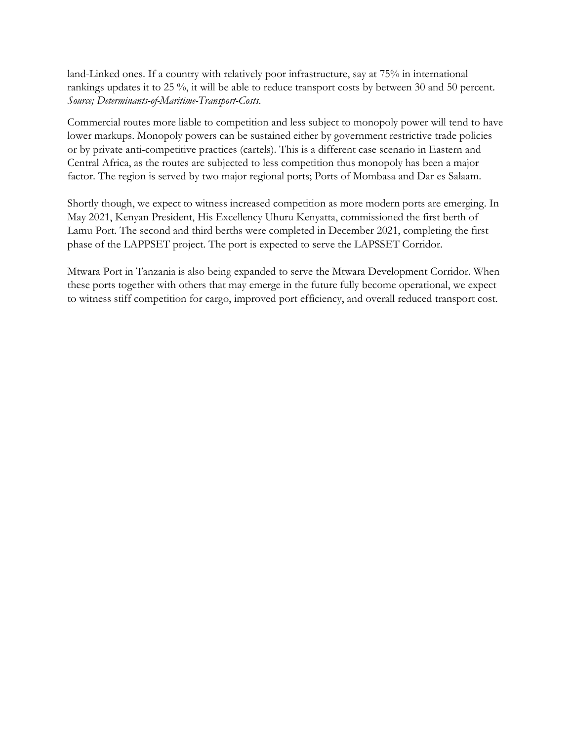land-Linked ones. If a country with relatively poor infrastructure, say at 75% in international rankings updates it to 25 %, it will be able to reduce transport costs by between 30 and 50 percent. *Source; Determinants-of-Maritime-Transport-Costs.*

Commercial routes more liable to competition and less subject to monopoly power will tend to have lower markups. Monopoly powers can be sustained either by government restrictive trade policies or by private anti-competitive practices (cartels). This is a different case scenario in Eastern and Central Africa, as the routes are subjected to less competition thus monopoly has been a major factor. The region is served by two major regional ports; Ports of Mombasa and Dar es Salaam.

Shortly though, we expect to witness increased competition as more modern ports are emerging. In May 2021, Kenyan President, His Excellency Uhuru Kenyatta, commissioned the first berth of Lamu Port. The second and third berths were completed in December 2021, completing the first phase of the LAPPSET project. The port is expected to serve the LAPSSET Corridor.

Mtwara Port in Tanzania is also being expanded to serve the Mtwara Development Corridor. When these ports together with others that may emerge in the future fully become operational, we expect to witness stiff competition for cargo, improved port efficiency, and overall reduced transport cost.